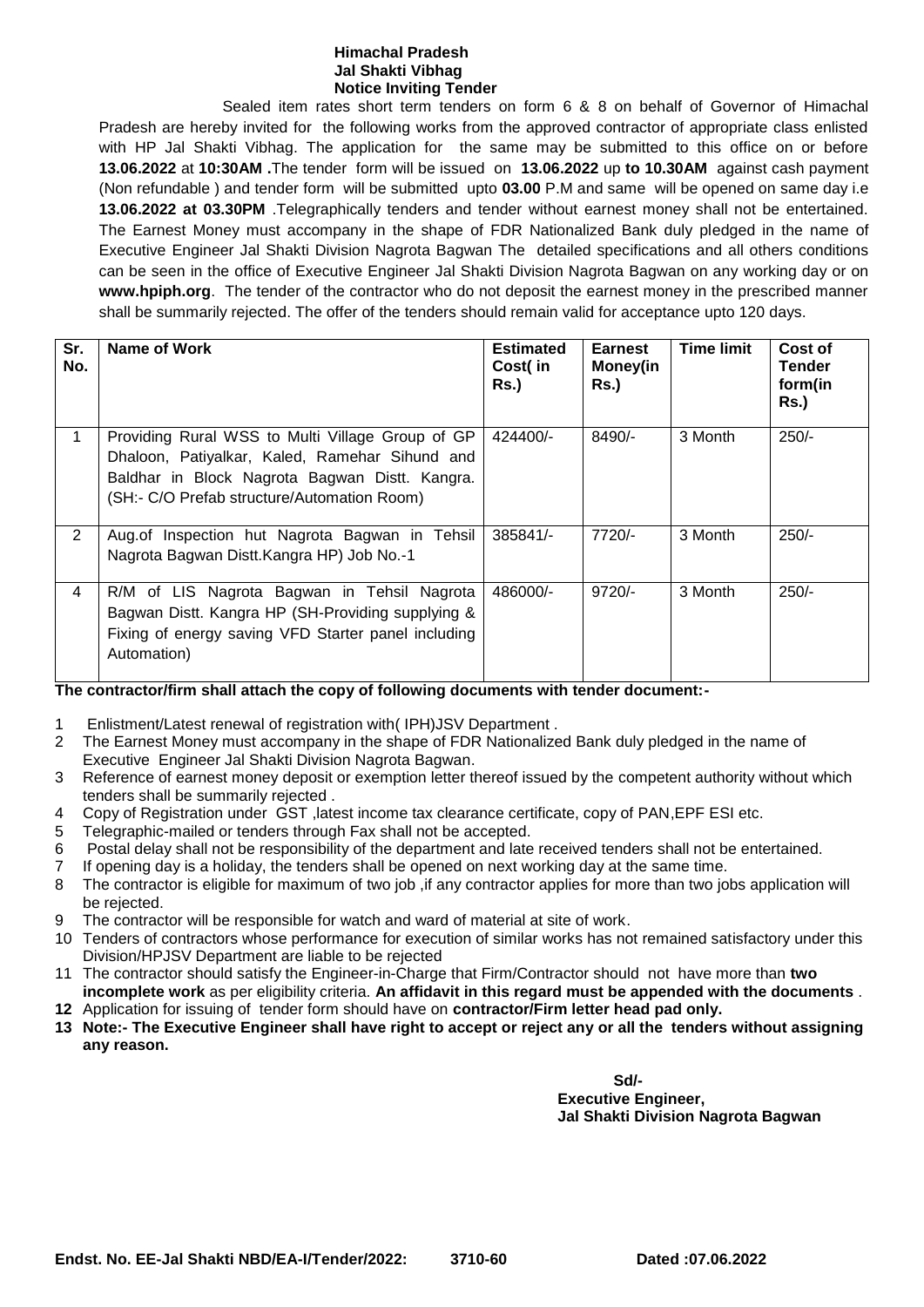**Himachal Pradesh**
**Jal Shakti Vibhag**
**Notice Inviting Tender**

Sealed item rates short term tenders on form 6 & 8 on behalf of Governor of Himachal Pradesh are hereby invited for the following works from the approved contractor of appropriate class enlisted with HP Jal Shakti Vibhag. The application for the same may be submitted to this office on or before **13.06.2022** at **10:30AM .**The tender form will be issued on **13.06.2022** up **to 10.30AM** against cash payment (Non refundable ) and tender form will be submitted upto **03.00** P.M and same will be opened on same day i.e **13.06.2022 at 03.30PM** .Telegraphically tenders and tender without earnest money shall not be entertained. The Earnest Money must accompany in the shape of FDR Nationalized Bank duly pledged in the name of Executive Engineer Jal Shakti Division Nagrota Bagwan The detailed specifications and all others conditions can be seen in the office of Executive Engineer Jal Shakti Division Nagrota Bagwan on any working day or on **www.hpiph.org**. The tender of the contractor who do not deposit the earnest money in the prescribed manner shall be summarily rejected. The offer of the tenders should remain valid for acceptance upto 120 days.

| Sr. No. | Name of Work | Estimated Cost( in Rs.) | Earnest Money(in Rs.) | Time limit | Cost of Tender form(in Rs.) |
|---|---|---|---|---|---|
| 1 | Providing Rural WSS to Multi Village Group of GP Dhaloon, Patiyalkar, Kaled, Ramehar Sihund and Baldhar in Block Nagrota Bagwan Distt. Kangra. (SH:- C/O Prefab structure/Automation Room) | 424400/- | 8490/- | 3 Month | 250/- |
| 2 | Aug.of Inspection hut Nagrota Bagwan in Tehsil Nagrota Bagwan Distt.Kangra HP) Job No.-1 | 385841/- | 7720/- | 3 Month | 250/- |
| 4 | R/M of LIS Nagrota Bagwan in Tehsil Nagrota Bagwan Distt. Kangra HP (SH-Providing supplying & Fixing of energy saving VFD Starter panel including Automation) | 486000/- | 9720/- | 3 Month | 250/- |

**The contractor/firm shall attach the copy of following documents with tender document:-**

1. Enlistment/Latest renewal of registration with( IPH)JSV Department .
2. The Earnest Money must accompany in the shape of FDR Nationalized Bank duly pledged in the name of Executive Engineer Jal Shakti Division Nagrota Bagwan.
3. Reference of earnest money deposit or exemption letter thereof issued by the competent authority without which tenders shall be summarily rejected .
4. Copy of Registration under GST ,latest income tax clearance certificate, copy of PAN,EPF ESI etc.
5. Telegraphic-mailed or tenders through Fax shall not be accepted.
6. Postal delay shall not be responsibility of the department and late received tenders shall not be entertained.
7. If opening day is a holiday, the tenders shall be opened on next working day at the same time.
8. The contractor is eligible for maximum of two job ,if any contractor applies for more than two jobs application will be rejected.
9. The contractor will be responsible for watch and ward of material at site of work.
10. Tenders of contractors whose performance for execution of similar works has not remained satisfactory under this Division/HPJSV Department are liable to be rejected
11. The contractor should satisfy the Engineer-in-Charge that Firm/Contractor should not have more than **two incomplete work** as per eligibility criteria. **An affidavit in this regard must be appended with the documents** .
12. Application for issuing of tender form should have on **contractor/Firm letter head pad only.**
13. **Note:- The Executive Engineer shall have right to accept or reject any or all the tenders without assigning any reason.**

**Sd/-**
**Executive Engineer,**
**Jal Shakti Division Nagrota Bagwan**

**Endst. No. EE-Jal Shakti NBD/EA-I/Tender/2022: 3710-60 Dated :07.06.2022**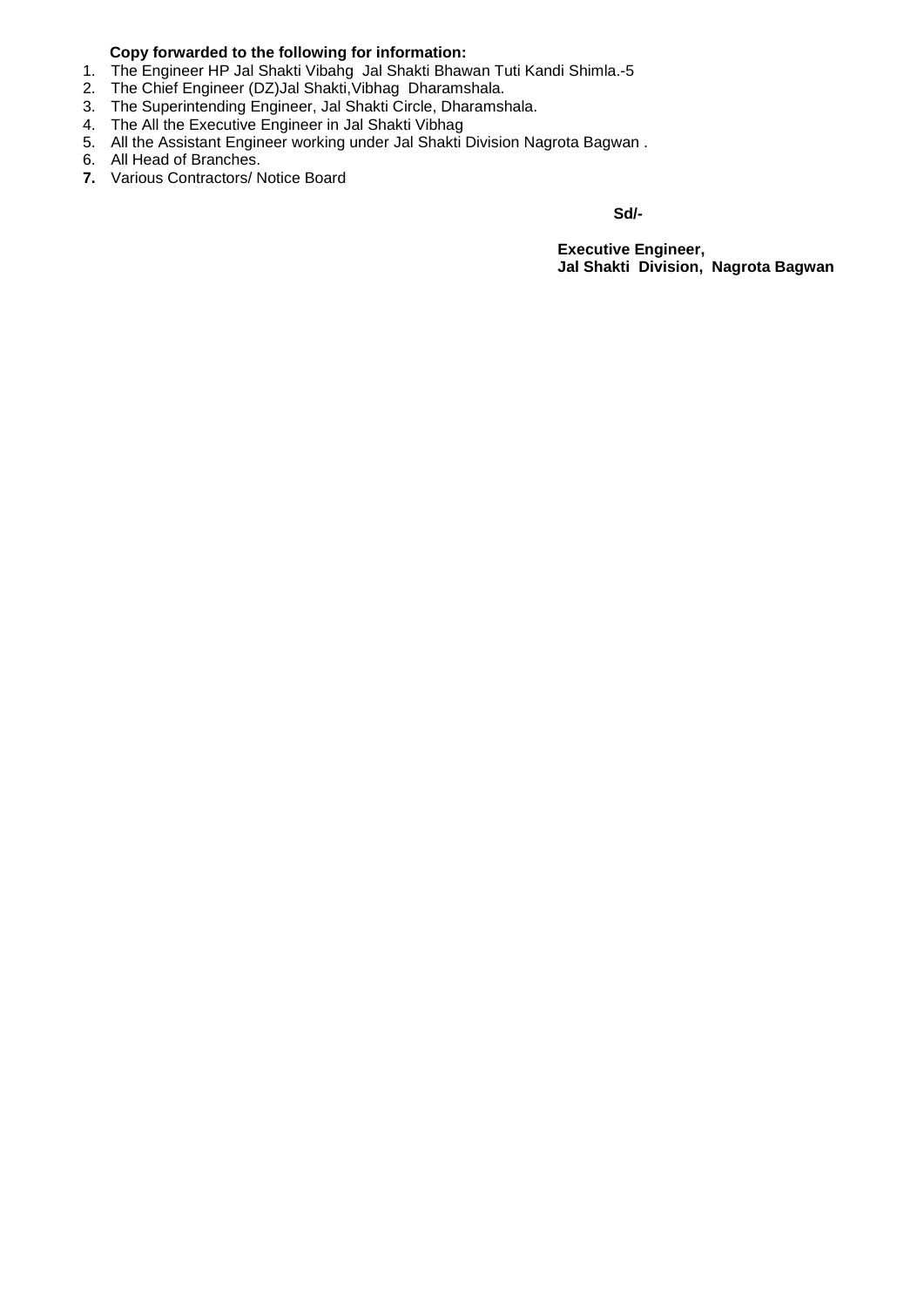**Copy forwarded to the following for information:**

1. The Engineer HP Jal Shakti Vibahg Jal Shakti Bhawan Tuti Kandi Shimla.-5
2. The Chief Engineer (DZ)Jal Shakti,Vibhag Dharamshala.
3. The Superintending Engineer, Jal Shakti Circle, Dharamshala.
4. The All the Executive Engineer in Jal Shakti Vibhag
5. All the Assistant Engineer working under Jal Shakti Division Nagrota Bagwan .
6. All Head of Branches.
7. Various Contractors/ Notice Board

**Sd/-**

**Executive Engineer,**
**Jal Shakti Division, Nagrota Bagwan**